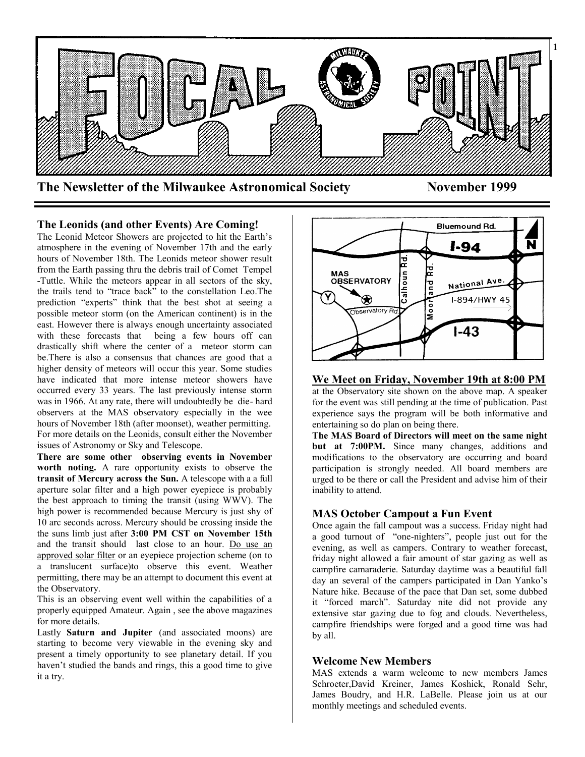# FOCAL POINT

**The Newsletter of the Milwaukee Astronomical Society** **November 1999**

## The Leonids (and other Events) Are Coming!

The Leonid Meteor Showers are projected to hit the Earth's atmosphere in the evening of November 17th and the early hours of November 18th. The Leonids meteor shower result from the Earth passing thru the debris trail of Comet Tempel -Tuttle. While the meteors appear in all sectors of the sky, the trails tend to "trace back" to the constellation Leo.The prediction "experts" think that the best shot at seeing a possible meteor storm (on the American continent) is in the east. However there is always enough uncertainty associated with these forecasts that being a few hours off can drastically shift where the center of a meteor storm can be.There is also a consensus that chances are good that a higher density of meteors will occur this year. Some studies have indicated that more intense meteor showers have occurred every 33 years. The last previously intense storm was in 1966. At any rate, there will undoubtedly be die- hard observers at the MAS observatory especially in the wee hours of November 18th (after moonset), weather permitting. For more details on the Leonids, consult either the November issues of Astronomy or Sky and Telescope.

**There are some other observing events in November worth noting.** A rare opportunity exists to observe the **transit of Mercury across the Sun.** A telescope with a a full aperture solar filter and a high power eyepiece is probably the best approach to timing the transit (using WWV). The high power is recommended because Mercury is just shy of 10 arc seconds across. Mercury should be crossing inside the the suns limb just after **3:00 PM CST on November 15th** and the transit should last close to an hour. Do use an approved solar filter or an eyepiece projection scheme (on to a translucent surface)to observe this event. Weather permitting, there may be an attempt to document this event at the Observatory.

This is an observing event well within the capabilities of a properly equipped Amateur. Again , see the above magazines for more details.

Lastly **Saturn and Jupiter** (and associated moons) are starting to become very viewable in the evening sky and present a timely opportunity to see planetary detail. If you haven't studied the bands and rings, this a good time to give it a try.

Bluemound Rd. | I-94 | N | MAS OBSERVATORY | Y | Observatory Rd. | Calhoun Rd. | Moorland Rd. | National Ave. | I-894/HWY 45 | I-43

## We Meet on Friday, November 19th at 8:00 PM

at the Observatory site shown on the above map. A speaker for the event was still pending at the time of publication. Past experience says the program will be both informative and entertaining so do plan on being there.

**The MAS Board of Directors will meet on the same night but at 7:00PM.** Since many changes, additions and modifications to the observatory are occurring and board participation is strongly needed. All board members are urged to be there or call the President and advise him of their inability to attend.

## MAS October Campout a Fun Event

Once again the fall campout was a success. Friday night had a good turnout of "one-nighters", people just out for the evening, as well as campers. Contrary to weather forecast, friday night allowed a fair amount of star gazing as well as campfire camaraderie. Saturday daytime was a beautiful fall day an several of the campers participated in Dan Yanko's Nature hike. Because of the pace that Dan set, some dubbed it "forced march". Saturday nite did not provide any extensive star gazing due to fog and clouds. Nevertheless, campfire friendships were forged and a good time was had by all.

## Welcome New Members

MAS extends a warm welcome to new members James Schroeter,David Kreiner, James Koshick, Ronald Sehr, James Boudry, and H.R. LaBelle. Please join us at our monthly meetings and scheduled events.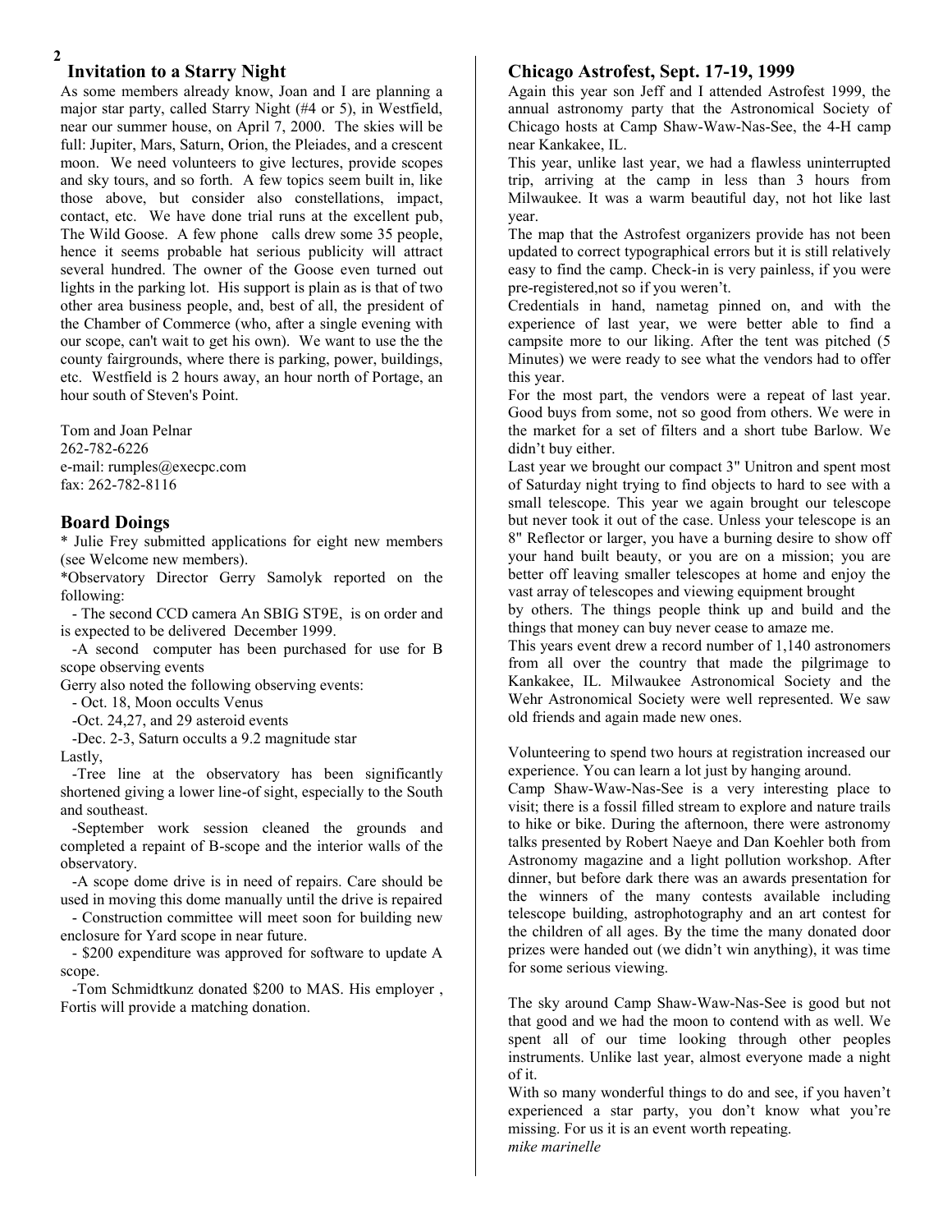## Invitation to a Starry Night

As some members already know, Joan and I are planning a major star party, called Starry Night (#4 or 5), in Westfield, near our summer house, on April 7, 2000. The skies will be full: Jupiter, Mars, Saturn, Orion, the Pleiades, and a crescent moon. We need volunteers to give lectures, provide scopes and sky tours, and so forth. A few topics seem built in, like those above, but consider also constellations, impact, contact, etc. We have done trial runs at the excellent pub, The Wild Goose. A few phone calls drew some 35 people, hence it seems probable hat serious publicity will attract several hundred. The owner of the Goose even turned out lights in the parking lot. His support is plain as is that of two other area business people, and, best of all, the president of the Chamber of Commerce (who, after a single evening with our scope, can't wait to get his own). We want to use the the county fairgrounds, where there is parking, power, buildings, etc. Westfield is 2 hours away, an hour north of Portage, an hour south of Steven's Point.

Tom and Joan Pelnar
262-782-6226
e-mail: rumples@execpc.com
fax: 262-782-8116

## Board Doings

* Julie Frey submitted applications for eight new members (see Welcome new members).

*Observatory Director Gerry Samolyk reported on the following:

- The second CCD camera An SBIG ST9E, is on order and is expected to be delivered December 1999.
- A second computer has been purchased for use for B scope observing events

Gerry also noted the following observing events:

- Oct. 18, Moon occults Venus
- Oct. 24,27, and 29 asteroid events
- Dec. 2-3, Saturn occults a 9.2 magnitude star

Lastly,

- Tree line at the observatory has been significantly shortened giving a lower line-of sight, especially to the South and southeast.
- September work session cleaned the grounds and completed a repaint of B-scope and the interior walls of the observatory.
- A scope dome drive is in need of repairs. Care should be used in moving this dome manually until the drive is repaired
- Construction committee will meet soon for building new enclosure for Yard scope in near future.
- $200 expenditure was approved for software to update A scope.
- Tom Schmidtkunz donated $200 to MAS. His employer , Fortis will provide a matching donation.

## Chicago Astrofest, Sept. 17-19, 1999

Again this year son Jeff and I attended Astrofest 1999, the annual astronomy party that the Astronomical Society of Chicago hosts at Camp Shaw-Waw-Nas-See, the 4-H camp near Kankakee, IL.

This year, unlike last year, we had a flawless uninterrupted trip, arriving at the camp in less than 3 hours from Milwaukee. It was a warm beautiful day, not hot like last year.

The map that the Astrofest organizers provide has not been updated to correct typographical errors but it is still relatively easy to find the camp. Check-in is very painless, if you were pre-registered,not so if you weren't.

Credentials in hand, nametag pinned on, and with the experience of last year, we were better able to find a campsite more to our liking. After the tent was pitched (5 Minutes) we were ready to see what the vendors had to offer this year.

For the most part, the vendors were a repeat of last year. Good buys from some, not so good from others. We were in the market for a set of filters and a short tube Barlow. We didn't buy either.

Last year we brought our compact 3" Unitron and spent most of Saturday night trying to find objects to hard to see with a small telescope. This year we again brought our telescope but never took it out of the case. Unless your telescope is an 8" Reflector or larger, you have a burning desire to show off your hand built beauty, or you are on a mission; you are better off leaving smaller telescopes at home and enjoy the vast array of telescopes and viewing equipment brought by others. The things people think up and build and the things that money can buy never cease to amaze me.

This years event drew a record number of 1,140 astronomers from all over the country that made the pilgrimage to Kankakee, IL. Milwaukee Astronomical Society and the Wehr Astronomical Society were well represented. We saw old friends and again made new ones.

Volunteering to spend two hours at registration increased our experience. You can learn a lot just by hanging around.

Camp Shaw-Waw-Nas-See is a very interesting place to visit; there is a fossil filled stream to explore and nature trails to hike or bike. During the afternoon, there were astronomy talks presented by Robert Naeye and Dan Koehler both from Astronomy magazine and a light pollution workshop. After dinner, but before dark there was an awards presentation for the winners of the many contests available including telescope building, astrophotography and an art contest for the children of all ages. By the time the many donated door prizes were handed out (we didn't win anything), it was time for some serious viewing.

The sky around Camp Shaw-Waw-Nas-See is good but not that good and we had the moon to contend with as well. We spent all of our time looking through other peoples instruments. Unlike last year, almost everyone made a night of it.

With so many wonderful things to do and see, if you haven't experienced a star party, you don't know what you're missing. For us it is an event worth repeating.

*mike marinelle*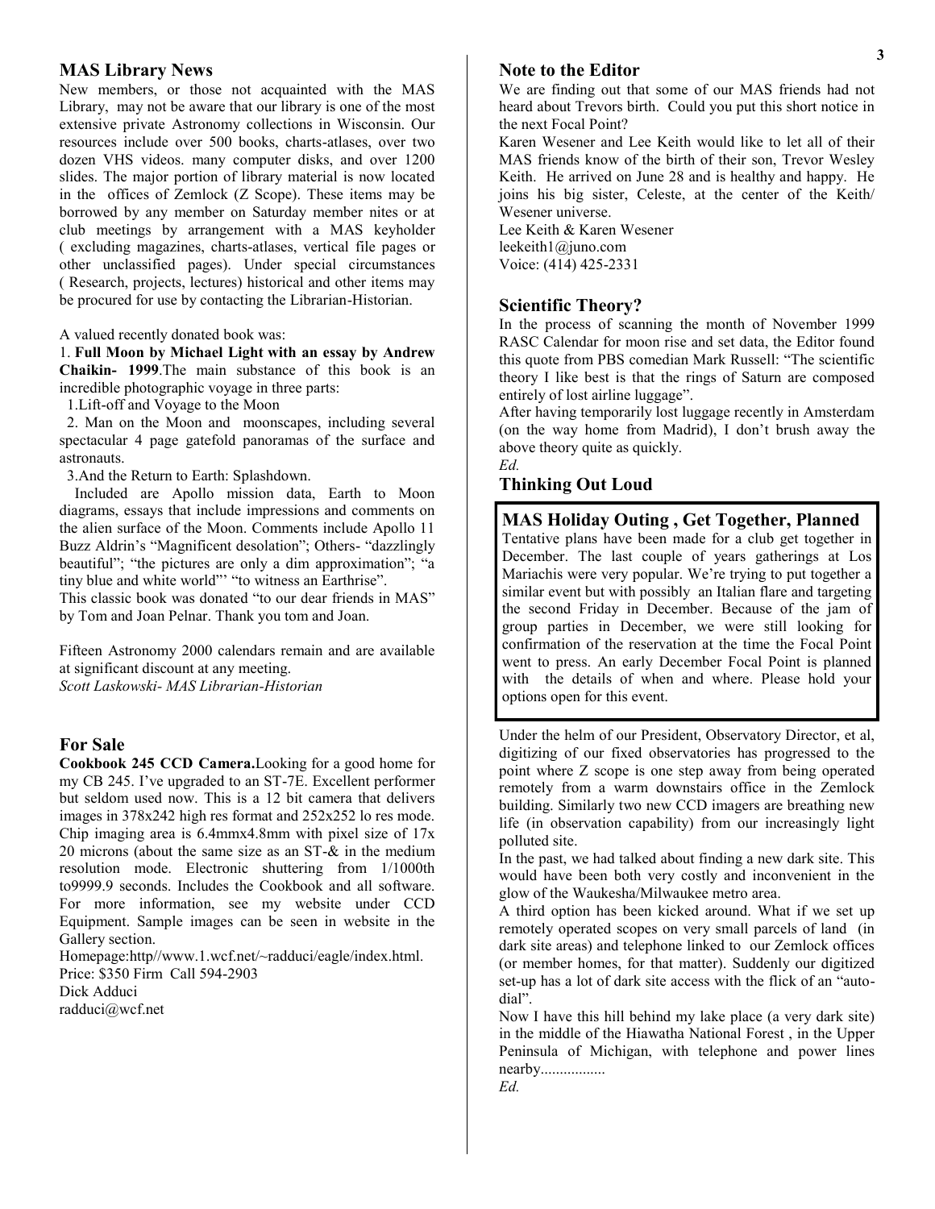## MAS Library News

New members, or those not acquainted with the MAS Library, may not be aware that our library is one of the most extensive private Astronomy collections in Wisconsin. Our resources include over 500 books, charts-atlases, over two dozen VHS videos. many computer disks, and over 1200 slides. The major portion of library material is now located in the offices of Zemlock (Z Scope). These items may be borrowed by any member on Saturday member nites or at club meetings by arrangement with a MAS keyholder ( excluding magazines, charts-atlases, vertical file pages or other unclassified pages). Under special circumstances ( Research, projects, lectures) historical and other items may be procured for use by contacting the Librarian-Historian.

A valued recently donated book was:

1. **Full Moon by Michael Light with an essay by Andrew Chaikin- 1999**.The main substance of this book is an incredible photographic voyage in three parts:

 1.Lift-off and Voyage to the Moon

 2. Man on the Moon and moonscapes, including several spectacular 4 page gatefold panoramas of the surface and astronauts.

 3.And the Return to Earth: Splashdown.

Included are Apollo mission data, Earth to Moon diagrams, essays that include impressions and comments on the alien surface of the Moon. Comments include Apollo 11 Buzz Aldrin's "Magnificent desolation"; Others- "dazzlingly beautiful"; "the pictures are only a dim approximation"; "a tiny blue and white world"' "to witness an Earthrise".

This classic book was donated "to our dear friends in MAS" by Tom and Joan Pelnar. Thank you tom and Joan.

Fifteen Astronomy 2000 calendars remain and are available at significant discount at any meeting.

*Scott Laskowski- MAS Librarian-Historian*

## For Sale

**Cookbook 245 CCD Camera.**Looking for a good home for my CB 245. I've upgraded to an ST-7E. Excellent performer but seldom used now. This is a 12 bit camera that delivers images in 378x242 high res format and 252x252 lo res mode. Chip imaging area is 6.4mmx4.8mm with pixel size of 17x 20 microns (about the same size as an ST-& in the medium resolution mode. Electronic shuttering from 1/1000th to9999.9 seconds. Includes the Cookbook and all software. For more information, see my website under CCD Equipment. Sample images can be seen in website in the Gallery section.

Homepage:http//www.1.wcf.net/~radduci/eagle/index.html.

Price: $350 Firm Call 594-2903

Dick Adduci

radduci@wcf.net

## Note to the Editor

We are finding out that some of our MAS friends had not heard about Trevors birth. Could you put this short notice in the next Focal Point?

Karen Wesener and Lee Keith would like to let all of their MAS friends know of the birth of their son, Trevor Wesley Keith. He arrived on June 28 and is healthy and happy. He joins his big sister, Celeste, at the center of the Keith/ Wesener universe.

Lee Keith & Karen Wesener

leekeith1@juno.com

Voice: (414) 425-2331

## Scientific Theory?

In the process of scanning the month of November 1999 RASC Calendar for moon rise and set data, the Editor found this quote from PBS comedian Mark Russell: "The scientific theory I like best is that the rings of Saturn are composed entirely of lost airline luggage".

After having temporarily lost luggage recently in Amsterdam (on the way home from Madrid), I don't brush away the above theory quite as quickly.

*Ed.*

## Thinking Out Loud

### MAS Holiday Outing , Get Together, Planned

Tentative plans have been made for a club get together in December. The last couple of years gatherings at Los Mariachis were very popular. We're trying to put together a similar event but with possibly an Italian flare and targeting the second Friday in December. Because of the jam of group parties in December, we were still looking for confirmation of the reservation at the time the Focal Point went to press. An early December Focal Point is planned with the details of when and where. Please hold your options open for this event.

Under the helm of our President, Observatory Director, et al, digitizing of our fixed observatories has progressed to the point where Z scope is one step away from being operated remotely from a warm downstairs office in the Zemlock building. Similarly two new CCD imagers are breathing new life (in observation capability) from our increasingly light polluted site.

In the past, we had talked about finding a new dark site. This would have been both very costly and inconvenient in the glow of the Waukesha/Milwaukee metro area.

A third option has been kicked around. What if we set up remotely operated scopes on very small parcels of land (in dark site areas) and telephone linked to our Zemlock offices (or member homes, for that matter). Suddenly our digitized set-up has a lot of dark site access with the flick of an "auto-dial".

Now I have this hill behind my lake place (a very dark site) in the middle of the Hiawatha National Forest , in the Upper Peninsula of Michigan, with telephone and power lines nearby.................

*Ed.*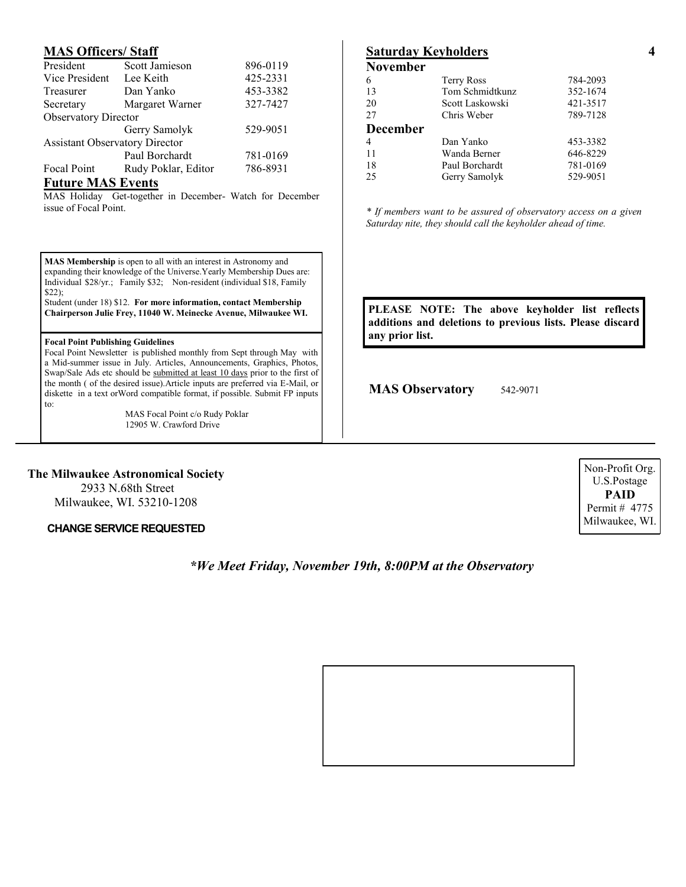## MAS Officers/ Staff

| | | |
|---|---|---|
| President | Scott Jamieson | 896-0119 |
| Vice President | Lee Keith | 425-2331 |
| Treasurer | Dan Yanko | 453-3382 |
| Secretary | Margaret Warner | 327-7427 |
| Observatory Director | | |
| | Gerry Samolyk | 529-9051 |
| Assistant Observatory Director | | |
| | Paul Borchardt | 781-0169 |
| Focal Point | Rudy Poklar, Editor | 786-8931 |

## Future MAS Events

MAS Holiday Get-together in December- Watch for December issue of Focal Point.

**MAS Membership** is open to all with an interest in Astronomy and expanding their knowledge of the Universe.Yearly Membership Dues are: Individual $28/yr.; Family $32; Non-resident (individual $18, Family $22);
Student (under 18) $12. **For more information, contact Membership Chairperson Julie Frey, 11040 W. Meinecke Avenue, Milwaukee WI.**

**Focal Point Publishing Guidelines**

Focal Point Newsletter is published monthly from Sept through May with a Mid-summer issue in July. Articles, Announcements, Graphics, Photos, Swap/Sale Ads etc should be submitted at least 10 days prior to the first of the month ( of the desired issue).Article inputs are preferred via E-Mail, or diskette in a text orWord compatible format, if possible. Submit FP inputs to:

MAS Focal Point c/o Rudy Poklar
12905 W. Crawford Drive

## Saturday Keyholders

**November**

| | | |
|---|---|---|
| 6 | Terry Ross | 784-2093 |
| 13 | Tom Schmidtkunz | 352-1674 |
| 20 | Scott Laskowski | 421-3517 |
| 27 | Chris Weber | 789-7128 |

**December**

| | | |
|---|---|---|
| 4 | Dan Yanko | 453-3382 |
| 11 | Wanda Berner | 646-8229 |
| 18 | Paul Borchardt | 781-0169 |
| 25 | Gerry Samolyk | 529-9051 |

*\* If members want to be assured of observatory access on a given Saturday nite, they should call the keyholder ahead of time.*

**PLEASE NOTE: The above keyholder list reflects additions and deletions to previous lists. Please discard any prior list.**

**MAS Observatory** 542-9071

**The Milwaukee Astronomical Society**
2933 N.68th Street
Milwaukee, WI. 53210-1208

**CHANGE SERVICE REQUESTED**

Non-Profit Org.
U.S.Postage
**PAID**
Permit # 4775
Milwaukee, WI.

***We Meet Friday, November 19th, 8:00PM at the Observatory***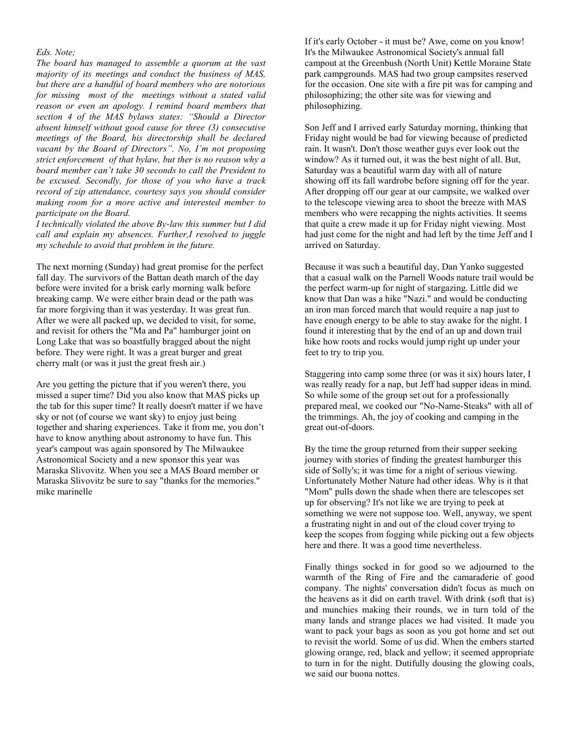*Eds. Note;*

*The board has managed to assemble a quorum at the vast majority of its meetings and conduct the business of MAS, but there are a handful of board members who are notorious for missing most of the meetings without a stated valid reason or even an apology. I remind board members that section 4 of the MAS bylaws states: "Should a Director absent himself without good cause for three (3) consecutive meetings of the Board, his directorship shall be declared vacant by the Board of Directors". No, I'm not proposing strict enforcement of that bylaw, but ther is no reason why a board member can't take 30 seconds to call the President to be excused. Secondly, for those of you who have a track record of zip attendance, courtesy says you should consider making room for a more active and interested member to participate on the Board.*

*I technically violated the above By-law this summer but I did call and explain my absences. Further,I resolved to juggle my schedule to avoid that problem in the future.*

The next morning (Sunday) had great promise for the perfect fall day. The survivors of the Battan death march of the day before were invited for a brisk early morning walk before breaking camp. We were either brain dead or the path was far more forgiving than it was yesterday. It was great fun. After we were all packed up, we decided to visit, for some, and revisit for others the "Ma and Pa" hamburger joint on Long Lake that was so boastfully bragged about the night before. They were right. It was a great burger and great cherry malt (or was it just the great fresh air.)

Are you getting the picture that if you weren't there, you missed a super time? Did you also know that MAS picks up the tab for this super time? It really doesn't matter if we have sky or not (of course we want sky) to enjoy just being together and sharing experiences. Take it from me, you don't have to know anything about astronomy to have fun. This year's campout was again sponsored by The Milwaukee Astronomical Society and a new sponsor this year was Maraska Slivovitz. When you see a MAS Board member or Maraska Slivovitz be sure to say "thanks for the memories." mike marinelle

If it's early October - it must be? Awe, come on you know! It's the Milwaukee Astronomical Society's annual fall campout at the Greenbush (North Unit) Kettle Moraine State park campgrounds. MAS had two group campsites reserved for the occasion. One site with a fire pit was for camping and philosophizing; the other site was for viewing and philosophizing.

Son Jeff and I arrived early Saturday morning, thinking that Friday night would be bad for viewing because of predicted rain. It wasn't. Don't those weather guys ever look out the window? As it turned out, it was the best night of all. But, Saturday was a beautiful warm day with all of nature showing off its fall wardrobe before signing off for the year. After dropping off our gear at our campsite, we walked over to the telescope viewing area to shoot the breeze with MAS members who were recapping the nights activities. It seems that quite a crew made it up for Friday night viewing. Most had just come for the night and had left by the time Jeff and I arrived on Saturday.

Because it was such a beautiful day, Dan Yanko suggested that a casual walk on the Parnell Woods nature trail would be the perfect warm-up for night of stargazing. Little did we know that Dan was a hike "Nazi." and would be conducting an iron man forced march that would require a nap just to have enough energy to be able to stay awake for the night. I found it interesting that by the end of an up and down trail hike how roots and rocks would jump right up under your feet to try to trip you.

Staggering into camp some three (or was it six) hours later, I was really ready for a nap, but Jeff had supper ideas in mind. So while some of the group set out for a professionally prepared meal, we cooked our "No-Name-Steaks" with all of the trimmings. Ah, the joy of cooking and camping in the great out-of-doors.

By the time the group returned from their supper seeking journey with stories of finding the greatest hamburger this side of Solly's; it was time for a night of serious viewing. Unfortunately Mother Nature had other ideas. Why is it that "Mom" pulls down the shade when there are telescopes set up for observing? It's not like we are trying to peek at something we were not suppose too. Well, anyway, we spent a frustrating night in and out of the cloud cover trying to keep the scopes from fogging while picking out a few objects here and there. It was a good time nevertheless.

Finally things socked in for good so we adjourned to the warmth of the Ring of Fire and the camaraderie of good company. The nights' conversation didn't focus as much on the heavens as it did on earth travel. With drink (soft that is) and munchies making their rounds, we in turn told of the many lands and strange places we had visited. It made you want to pack your bags as soon as you got home and set out to revisit the world. Some of us did. When the embers started glowing orange, red, black and yellow; it seemed appropriate to turn in for the night. Dutifully dousing the glowing coals, we said our buona nottes.